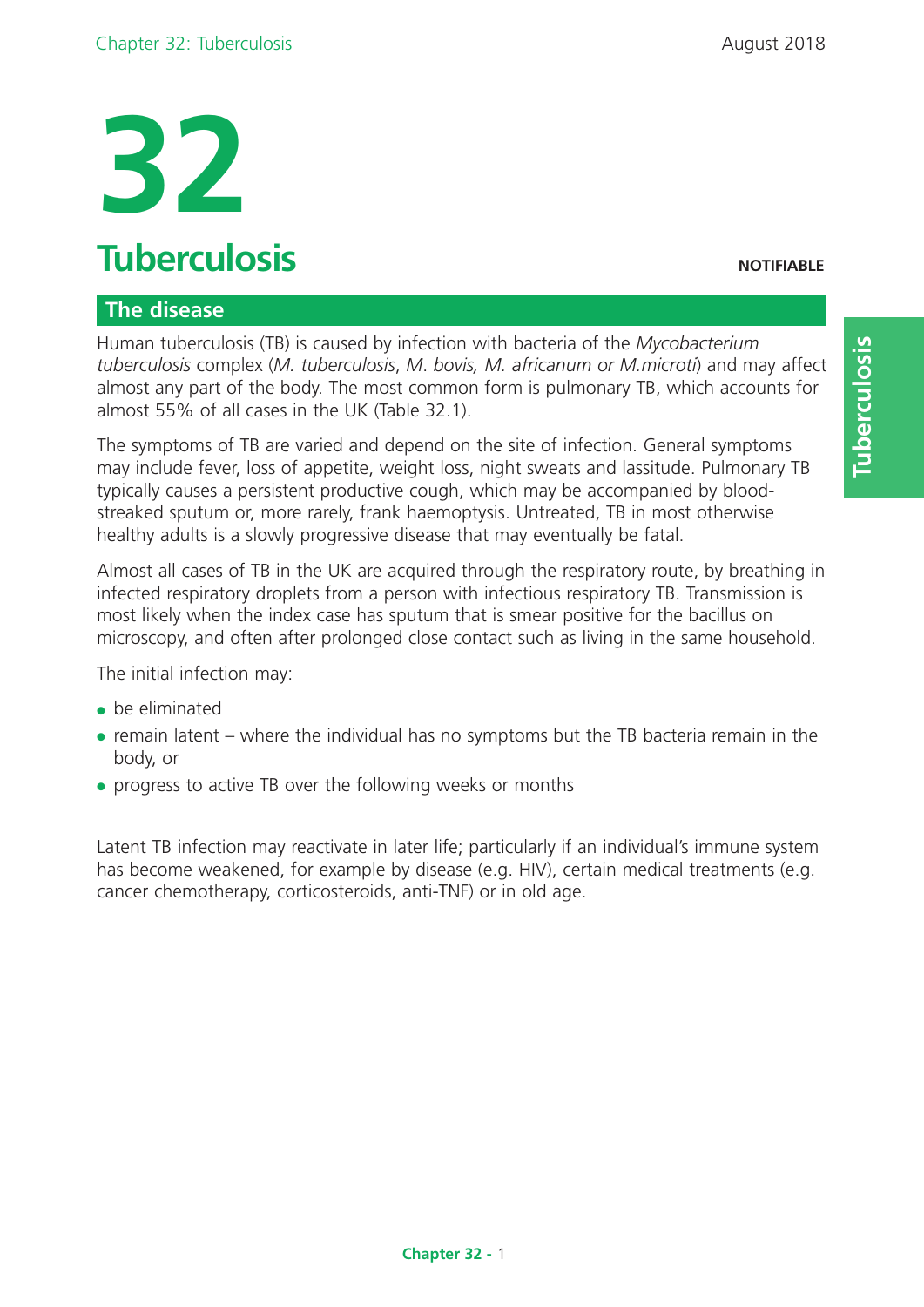# 32

# Tuberculosis

**NOTIFIABLE**

## The disease

Human tuberculosis (TB) is caused by infection with bacteria of the *Mycobacterium tuberculosis* complex (*M. tuberculosis*, *M. bovis, M. africanum or M.microti*) and may affect almost any part of the body. The most common form is pulmonary TB, which accounts for almost 55% of all cases in the UK (Table 32.1).

The symptoms of TB are varied and depend on the site of infection. General symptoms may include fever, loss of appetite, weight loss, night sweats and lassitude. Pulmonary TB typically causes a persistent productive cough, which may be accompanied by blood-streaked sputum or, more rarely, frank haemoptysis. Untreated, TB in most otherwise healthy adults is a slowly progressive disease that may eventually be fatal.

Almost all cases of TB in the UK are acquired through the respiratory route, by breathing in infected respiratory droplets from a person with infectious respiratory TB. Transmission is most likely when the index case has sputum that is smear positive for the bacillus on microscopy, and often after prolonged close contact such as living in the same household.

The initial infection may:

- be eliminated
- remain latent – where the individual has no symptoms but the TB bacteria remain in the body, or
- progress to active TB over the following weeks or months

Latent TB infection may reactivate in later life; particularly if an individual's immune system has become weakened, for example by disease (e.g. HIV), certain medical treatments (e.g. cancer chemotherapy, corticosteroids, anti-TNF) or in old age.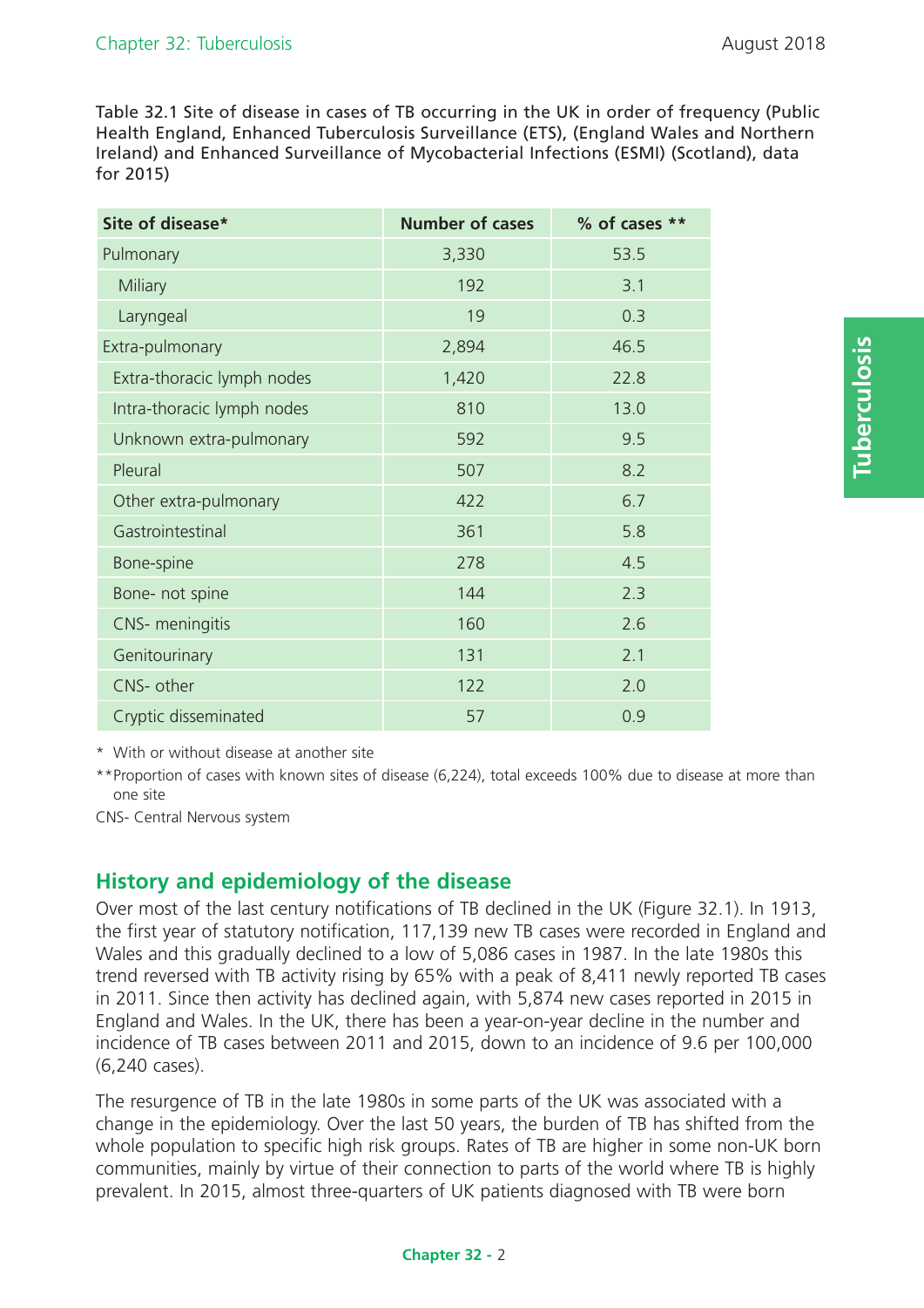Table 32.1 Site of disease in cases of TB occurring in the UK in order of frequency (Public Health England, Enhanced Tuberculosis Surveillance (ETS), (England Wales and Northern Ireland) and Enhanced Surveillance of Mycobacterial Infections (ESMI) (Scotland), data for 2015)

| Site of disease* | Number of cases | % of cases ** |
|---|---|---|
| Pulmonary | 3,330 | 53.5 |
| Miliary | 192 | 3.1 |
| Laryngeal | 19 | 0.3 |
| Extra-pulmonary | 2,894 | 46.5 |
| Extra-thoracic lymph nodes | 1,420 | 22.8 |
| Intra-thoracic lymph nodes | 810 | 13.0 |
| Unknown extra-pulmonary | 592 | 9.5 |
| Pleural | 507 | 8.2 |
| Other extra-pulmonary | 422 | 6.7 |
| Gastrointestinal | 361 | 5.8 |
| Bone-spine | 278 | 4.5 |
| Bone- not spine | 144 | 2.3 |
| CNS- meningitis | 160 | 2.6 |
| Genitourinary | 131 | 2.1 |
| CNS- other | 122 | 2.0 |
| Cryptic disseminated | 57 | 0.9 |

\* With or without disease at another site

\*\*Proportion of cases with known sites of disease (6,224), total exceeds 100% due to disease at more than one site

CNS- Central Nervous system

## History and epidemiology of the disease

Over most of the last century notifications of TB declined in the UK (Figure 32.1). In 1913, the first year of statutory notification, 117,139 new TB cases were recorded in England and Wales and this gradually declined to a low of 5,086 cases in 1987. In the late 1980s this trend reversed with TB activity rising by 65% with a peak of 8,411 newly reported TB cases in 2011. Since then activity has declined again, with 5,874 new cases reported in 2015 in England and Wales. In the UK, there has been a year-on-year decline in the number and incidence of TB cases between 2011 and 2015, down to an incidence of 9.6 per 100,000 (6,240 cases).

The resurgence of TB in the late 1980s in some parts of the UK was associated with a change in the epidemiology. Over the last 50 years, the burden of TB has shifted from the whole population to specific high risk groups. Rates of TB are higher in some non-UK born communities, mainly by virtue of their connection to parts of the world where TB is highly prevalent. In 2015, almost three-quarters of UK patients diagnosed with TB were born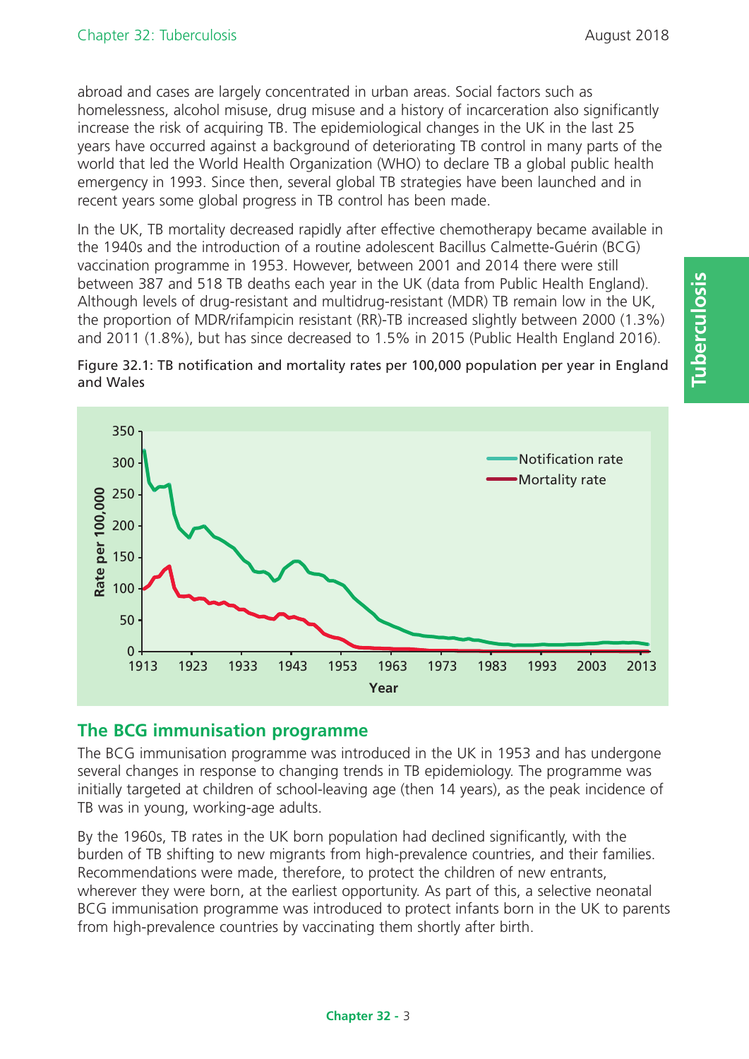abroad and cases are largely concentrated in urban areas. Social factors such as homelessness, alcohol misuse, drug misuse and a history of incarceration also significantly increase the risk of acquiring TB. The epidemiological changes in the UK in the last 25 years have occurred against a background of deteriorating TB control in many parts of the world that led the World Health Organization (WHO) to declare TB a global public health emergency in 1993. Since then, several global TB strategies have been launched and in recent years some global progress in TB control has been made.

In the UK, TB mortality decreased rapidly after effective chemotherapy became available in the 1940s and the introduction of a routine adolescent Bacillus Calmette-Guérin (BCG) vaccination programme in 1953. However, between 2001 and 2014 there were still between 387 and 518 TB deaths each year in the UK (data from Public Health England). Although levels of drug-resistant and multidrug-resistant (MDR) TB remain low in the UK, the proportion of MDR/rifampicin resistant (RR)-TB increased slightly between 2000 (1.3%) and 2011 (1.8%), but has since decreased to 1.5% in 2015 (Public Health England 2016).

Figure 32.1: TB notification and mortality rates per 100,000 population per year in England and Wales

## The BCG immunisation programme

The BCG immunisation programme was introduced in the UK in 1953 and has undergone several changes in response to changing trends in TB epidemiology. The programme was initially targeted at children of school-leaving age (then 14 years), as the peak incidence of TB was in young, working-age adults.

By the 1960s, TB rates in the UK born population had declined significantly, with the burden of TB shifting to new migrants from high-prevalence countries, and their families. Recommendations were made, therefore, to protect the children of new entrants, wherever they were born, at the earliest opportunity. As part of this, a selective neonatal BCG immunisation programme was introduced to protect infants born in the UK to parents from high-prevalence countries by vaccinating them shortly after birth.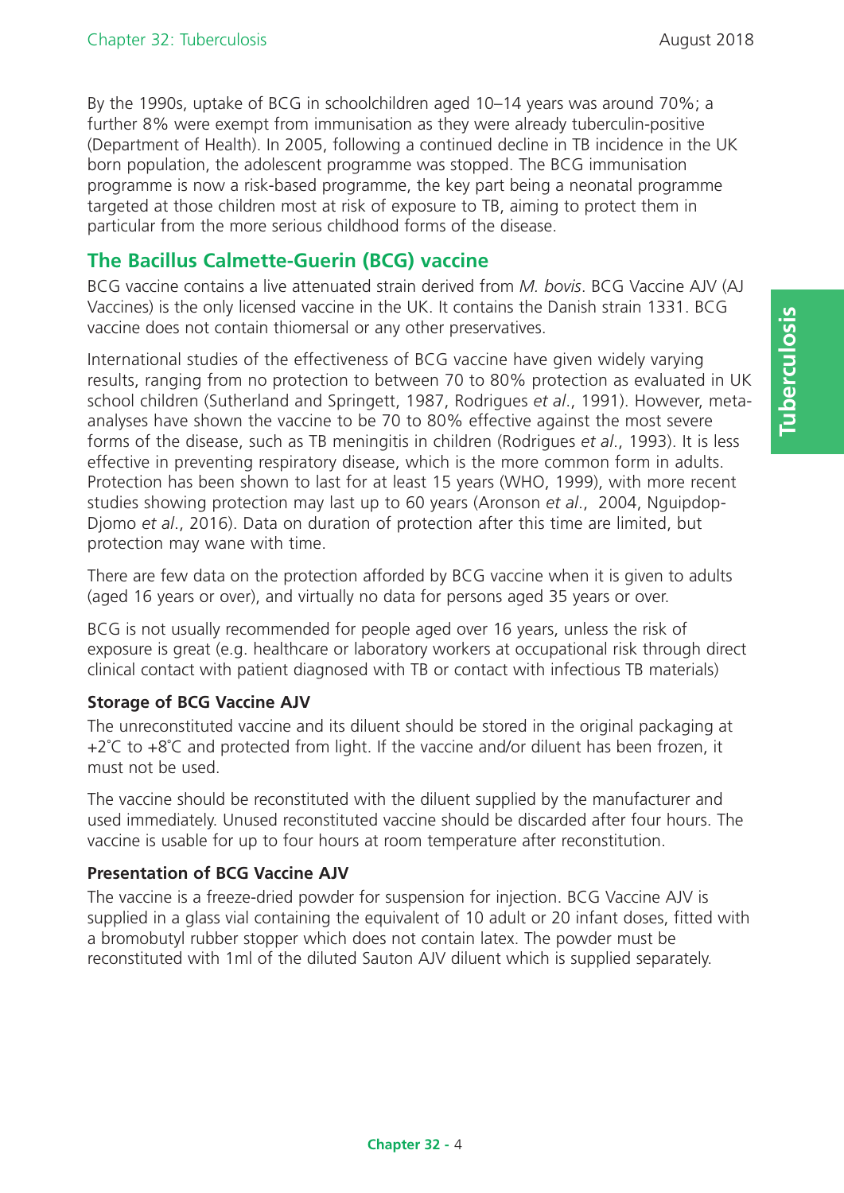By the 1990s, uptake of BCG in schoolchildren aged 10–14 years was around 70%; a further 8% were exempt from immunisation as they were already tuberculin-positive (Department of Health). In 2005, following a continued decline in TB incidence in the UK born population, the adolescent programme was stopped. The BCG immunisation programme is now a risk-based programme, the key part being a neonatal programme targeted at those children most at risk of exposure to TB, aiming to protect them in particular from the more serious childhood forms of the disease.

## The Bacillus Calmette-Guerin (BCG) vaccine

BCG vaccine contains a live attenuated strain derived from *M. bovis*. BCG Vaccine AJV (AJ Vaccines) is the only licensed vaccine in the UK. It contains the Danish strain 1331. BCG vaccine does not contain thiomersal or any other preservatives.

International studies of the effectiveness of BCG vaccine have given widely varying results, ranging from no protection to between 70 to 80% protection as evaluated in UK school children (Sutherland and Springett, 1987, Rodrigues *et al*., 1991). However, meta-analyses have shown the vaccine to be 70 to 80% effective against the most severe forms of the disease, such as TB meningitis in children (Rodrigues *et al*., 1993). It is less effective in preventing respiratory disease, which is the more common form in adults. Protection has been shown to last for at least 15 years (WHO, 1999), with more recent studies showing protection may last up to 60 years (Aronson *et al*., 2004, Nguipdop-Djomo *et al*., 2016). Data on duration of protection after this time are limited, but protection may wane with time.

There are few data on the protection afforded by BCG vaccine when it is given to adults (aged 16 years or over), and virtually no data for persons aged 35 years or over.

BCG is not usually recommended for people aged over 16 years, unless the risk of exposure is great (e.g. healthcare or laboratory workers at occupational risk through direct clinical contact with patient diagnosed with TB or contact with infectious TB materials)

### Storage of BCG Vaccine AJV

The unreconstituted vaccine and its diluent should be stored in the original packaging at +2˚C to +8˚C and protected from light. If the vaccine and/or diluent has been frozen, it must not be used.

The vaccine should be reconstituted with the diluent supplied by the manufacturer and used immediately. Unused reconstituted vaccine should be discarded after four hours. The vaccine is usable for up to four hours at room temperature after reconstitution.

### Presentation of BCG Vaccine AJV

The vaccine is a freeze-dried powder for suspension for injection. BCG Vaccine AJV is supplied in a glass vial containing the equivalent of 10 adult or 20 infant doses, fitted with a bromobutyl rubber stopper which does not contain latex. The powder must be reconstituted with 1ml of the diluted Sauton AJV diluent which is supplied separately.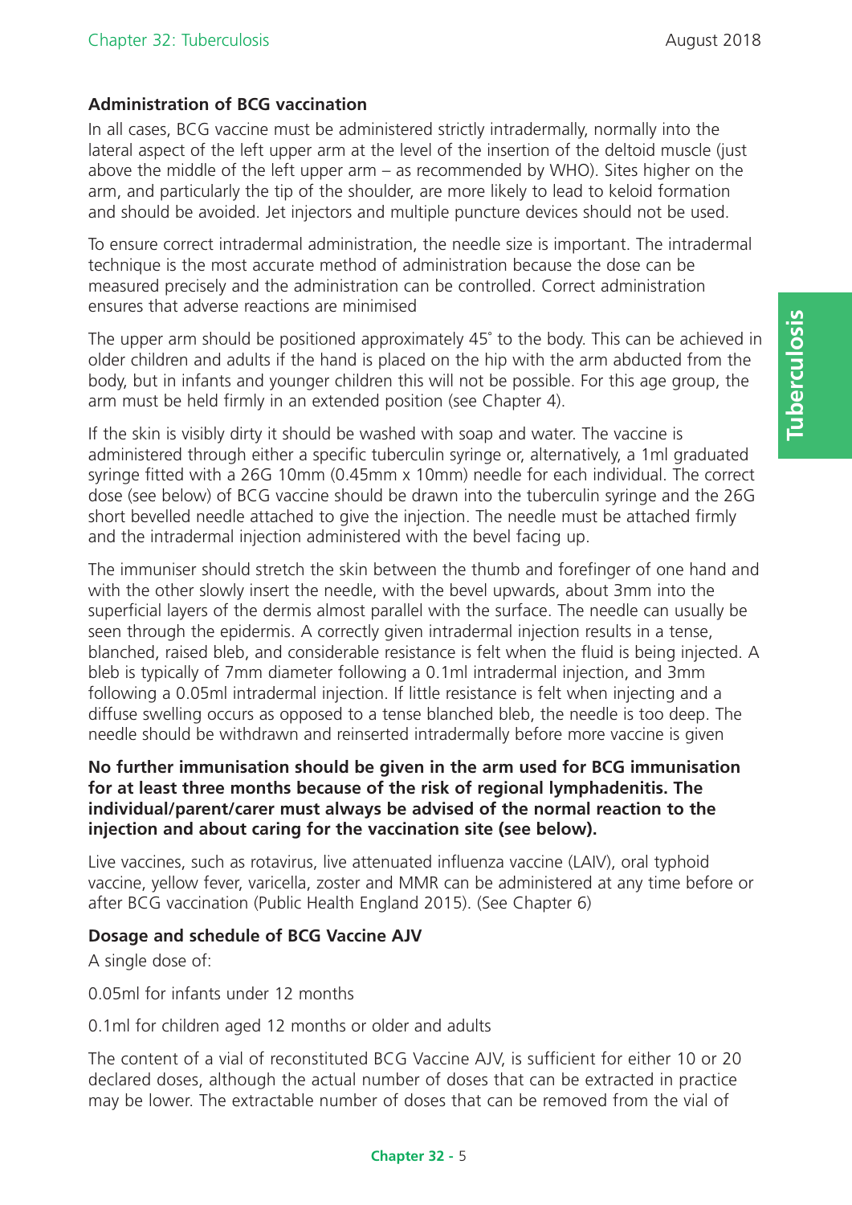### Administration of BCG vaccination

In all cases, BCG vaccine must be administered strictly intradermally, normally into the lateral aspect of the left upper arm at the level of the insertion of the deltoid muscle (just above the middle of the left upper arm – as recommended by WHO). Sites higher on the arm, and particularly the tip of the shoulder, are more likely to lead to keloid formation and should be avoided. Jet injectors and multiple puncture devices should not be used.

To ensure correct intradermal administration, the needle size is important. The intradermal technique is the most accurate method of administration because the dose can be measured precisely and the administration can be controlled. Correct administration ensures that adverse reactions are minimised

The upper arm should be positioned approximately 45˚ to the body. This can be achieved in older children and adults if the hand is placed on the hip with the arm abducted from the body, but in infants and younger children this will not be possible. For this age group, the arm must be held firmly in an extended position (see Chapter 4).

If the skin is visibly dirty it should be washed with soap and water. The vaccine is administered through either a specific tuberculin syringe or, alternatively, a 1ml graduated syringe fitted with a 26G 10mm (0.45mm x 10mm) needle for each individual. The correct dose (see below) of BCG vaccine should be drawn into the tuberculin syringe and the 26G short bevelled needle attached to give the injection. The needle must be attached firmly and the intradermal injection administered with the bevel facing up.

The immuniser should stretch the skin between the thumb and forefinger of one hand and with the other slowly insert the needle, with the bevel upwards, about 3mm into the superficial layers of the dermis almost parallel with the surface. The needle can usually be seen through the epidermis. A correctly given intradermal injection results in a tense, blanched, raised bleb, and considerable resistance is felt when the fluid is being injected. A bleb is typically of 7mm diameter following a 0.1ml intradermal injection, and 3mm following a 0.05ml intradermal injection. If little resistance is felt when injecting and a diffuse swelling occurs as opposed to a tense blanched bleb, the needle is too deep. The needle should be withdrawn and reinserted intradermally before more vaccine is given

**No further immunisation should be given in the arm used for BCG immunisation for at least three months because of the risk of regional lymphadenitis. The individual/parent/carer must always be advised of the normal reaction to the injection and about caring for the vaccination site (see below).**

Live vaccines, such as rotavirus, live attenuated influenza vaccine (LAIV), oral typhoid vaccine, yellow fever, varicella, zoster and MMR can be administered at any time before or after BCG vaccination (Public Health England 2015). (See Chapter 6)

### Dosage and schedule of BCG Vaccine AJV

A single dose of:

0.05ml for infants under 12 months

0.1ml for children aged 12 months or older and adults

The content of a vial of reconstituted BCG Vaccine AJV, is sufficient for either 10 or 20 declared doses, although the actual number of doses that can be extracted in practice may be lower. The extractable number of doses that can be removed from the vial of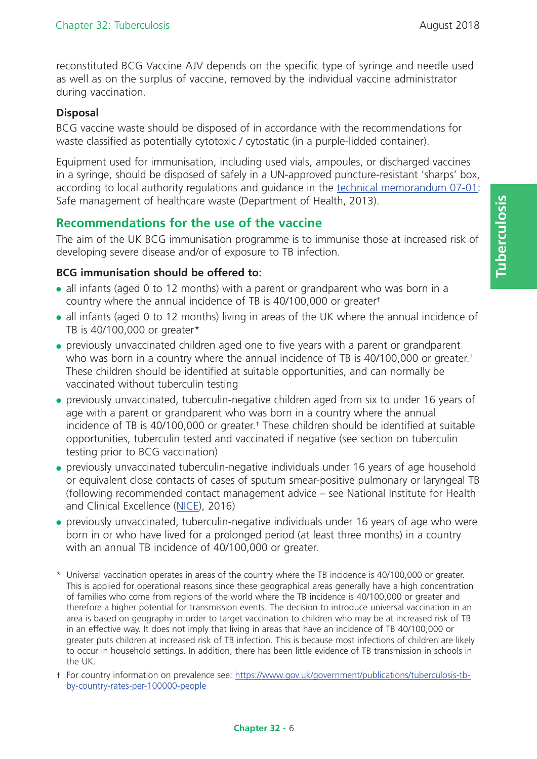reconstituted BCG Vaccine AJV depends on the specific type of syringe and needle used as well as on the surplus of vaccine, removed by the individual vaccine administrator during vaccination.

**Disposal**

BCG vaccine waste should be disposed of in accordance with the recommendations for waste classified as potentially cytotoxic / cytostatic (in a purple-lidded container).

Equipment used for immunisation, including used vials, ampoules, or discharged vaccines in a syringe, should be disposed of safely in a UN-approved puncture-resistant 'sharps' box, according to local authority regulations and guidance in the technical memorandum 07-01: Safe management of healthcare waste (Department of Health, 2013).

## Recommendations for the use of the vaccine

The aim of the UK BCG immunisation programme is to immunise those at increased risk of developing severe disease and/or of exposure to TB infection.

**BCG immunisation should be offered to:**

- all infants (aged 0 to 12 months) with a parent or grandparent who was born in a country where the annual incidence of TB is 40/100,000 or greater†
- all infants (aged 0 to 12 months) living in areas of the UK where the annual incidence of TB is 40/100,000 or greater*
- previously unvaccinated children aged one to five years with a parent or grandparent who was born in a country where the annual incidence of TB is 40/100,000 or greater.† These children should be identified at suitable opportunities, and can normally be vaccinated without tuberculin testing
- previously unvaccinated, tuberculin-negative children aged from six to under 16 years of age with a parent or grandparent who was born in a country where the annual incidence of TB is 40/100,000 or greater.† These children should be identified at suitable opportunities, tuberculin tested and vaccinated if negative (see section on tuberculin testing prior to BCG vaccination)
- previously unvaccinated tuberculin-negative individuals under 16 years of age household or equivalent close contacts of cases of sputum smear-positive pulmonary or laryngeal TB (following recommended contact management advice – see National Institute for Health and Clinical Excellence (NICE), 2016)
- previously unvaccinated, tuberculin-negative individuals under 16 years of age who were born in or who have lived for a prolonged period (at least three months) in a country with an annual TB incidence of 40/100,000 or greater.

\* Universal vaccination operates in areas of the country where the TB incidence is 40/100,000 or greater. This is applied for operational reasons since these geographical areas generally have a high concentration of families who come from regions of the world where the TB incidence is 40/100,000 or greater and therefore a higher potential for transmission events. The decision to introduce universal vaccination in an area is based on geography in order to target vaccination to children who may be at increased risk of TB in an effective way. It does not imply that living in areas that have an incidence of TB 40/100,000 or greater puts children at increased risk of TB infection. This is because most infections of children are likely to occur in household settings. In addition, there has been little evidence of TB transmission in schools in the UK.

† For country information on prevalence see: https://www.gov.uk/government/publications/tuberculosis-tb-by-country-rates-per-100000-people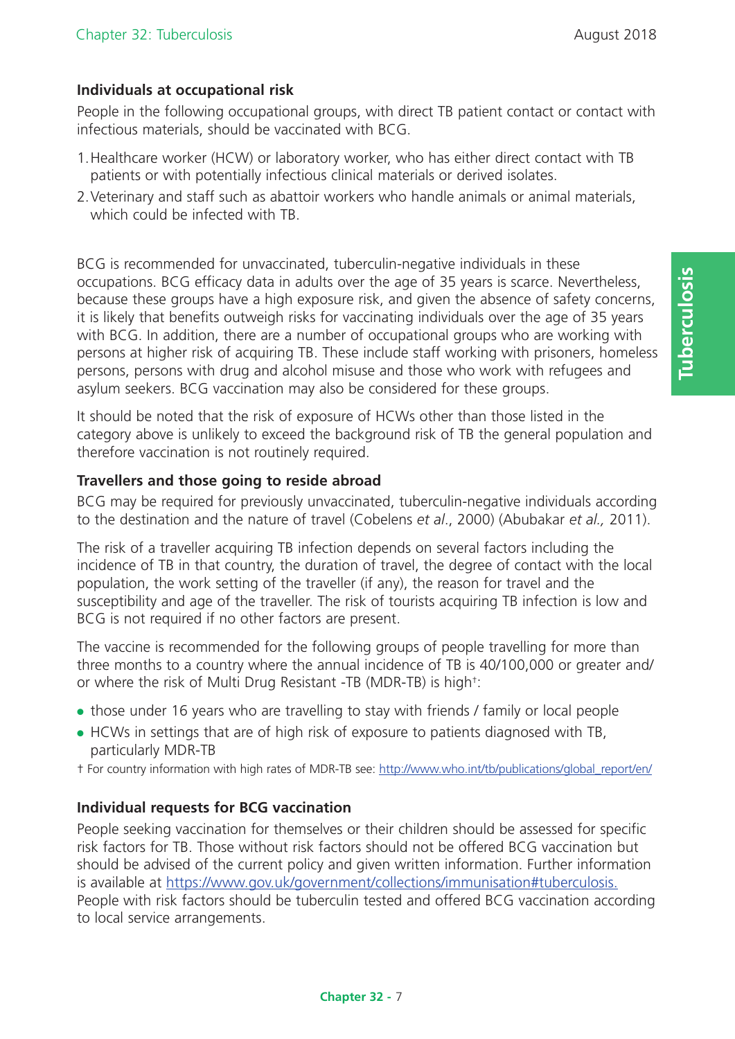### Individuals at occupational risk

People in the following occupational groups, with direct TB patient contact or contact with infectious materials, should be vaccinated with BCG.

1. Healthcare worker (HCW) or laboratory worker, who has either direct contact with TB patients or with potentially infectious clinical materials or derived isolates.
2. Veterinary and staff such as abattoir workers who handle animals or animal materials, which could be infected with TB.

BCG is recommended for unvaccinated, tuberculin-negative individuals in these occupations. BCG efficacy data in adults over the age of 35 years is scarce. Nevertheless, because these groups have a high exposure risk, and given the absence of safety concerns, it is likely that benefits outweigh risks for vaccinating individuals over the age of 35 years with BCG. In addition, there are a number of occupational groups who are working with persons at higher risk of acquiring TB. These include staff working with prisoners, homeless persons, persons with drug and alcohol misuse and those who work with refugees and asylum seekers. BCG vaccination may also be considered for these groups.

It should be noted that the risk of exposure of HCWs other than those listed in the category above is unlikely to exceed the background risk of TB the general population and therefore vaccination is not routinely required.

### Travellers and those going to reside abroad

BCG may be required for previously unvaccinated, tuberculin-negative individuals according to the destination and the nature of travel (Cobelens *et al*., 2000) (Abubakar *et al.,* 2011).

The risk of a traveller acquiring TB infection depends on several factors including the incidence of TB in that country, the duration of travel, the degree of contact with the local population, the work setting of the traveller (if any), the reason for travel and the susceptibility and age of the traveller. The risk of tourists acquiring TB infection is low and BCG is not required if no other factors are present.

The vaccine is recommended for the following groups of people travelling for more than three months to a country where the annual incidence of TB is 40/100,000 or greater and/or where the risk of Multi Drug Resistant -TB (MDR-TB) is high†:

- those under 16 years who are travelling to stay with friends / family or local people
- HCWs in settings that are of high risk of exposure to patients diagnosed with TB, particularly MDR-TB

† For country information with high rates of MDR-TB see: http://www.who.int/tb/publications/global_report/en/

### Individual requests for BCG vaccination

People seeking vaccination for themselves or their children should be assessed for specific risk factors for TB. Those without risk factors should not be offered BCG vaccination but should be advised of the current policy and given written information. Further information is available at https://www.gov.uk/government/collections/immunisation#tuberculosis. People with risk factors should be tuberculin tested and offered BCG vaccination according to local service arrangements.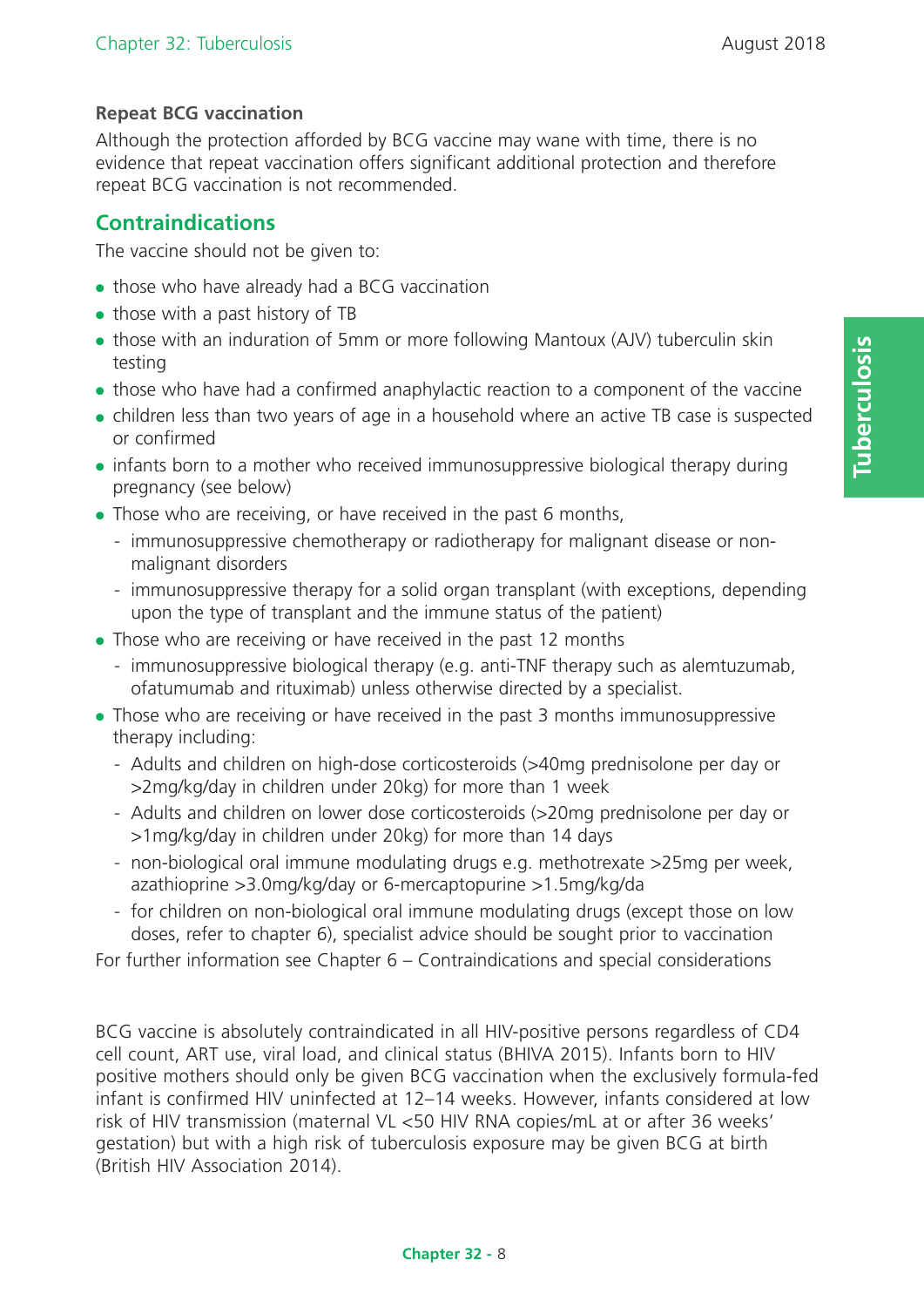**Repeat BCG vaccination**

Although the protection afforded by BCG vaccine may wane with time, there is no evidence that repeat vaccination offers significant additional protection and therefore repeat BCG vaccination is not recommended.

## Contraindications

The vaccine should not be given to:

- those who have already had a BCG vaccination
- those with a past history of TB
- those with an induration of 5mm or more following Mantoux (AJV) tuberculin skin testing
- those who have had a confirmed anaphylactic reaction to a component of the vaccine
- children less than two years of age in a household where an active TB case is suspected or confirmed
- infants born to a mother who received immunosuppressive biological therapy during pregnancy (see below)
- Those who are receiving, or have received in the past 6 months,
  - immunosuppressive chemotherapy or radiotherapy for malignant disease or non-malignant disorders
  - immunosuppressive therapy for a solid organ transplant (with exceptions, depending upon the type of transplant and the immune status of the patient)
- Those who are receiving or have received in the past 12 months
  - immunosuppressive biological therapy (e.g. anti-TNF therapy such as alemtuzumab, ofatumumab and rituximab) unless otherwise directed by a specialist.
- Those who are receiving or have received in the past 3 months immunosuppressive therapy including:
  - Adults and children on high-dose corticosteroids (>40mg prednisolone per day or >2mg/kg/day in children under 20kg) for more than 1 week
  - Adults and children on lower dose corticosteroids (>20mg prednisolone per day or >1mg/kg/day in children under 20kg) for more than 14 days
  - non-biological oral immune modulating drugs e.g. methotrexate >25mg per week, azathioprine >3.0mg/kg/day or 6-mercaptopurine >1.5mg/kg/da
  - for children on non-biological oral immune modulating drugs (except those on low doses, refer to chapter 6), specialist advice should be sought prior to vaccination

For further information see Chapter 6 – Contraindications and special considerations

BCG vaccine is absolutely contraindicated in all HIV-positive persons regardless of CD4 cell count, ART use, viral load, and clinical status (BHIVA 2015). Infants born to HIV positive mothers should only be given BCG vaccination when the exclusively formula-fed infant is confirmed HIV uninfected at 12–14 weeks. However, infants considered at low risk of HIV transmission (maternal VL <50 HIV RNA copies/mL at or after 36 weeks' gestation) but with a high risk of tuberculosis exposure may be given BCG at birth (British HIV Association 2014).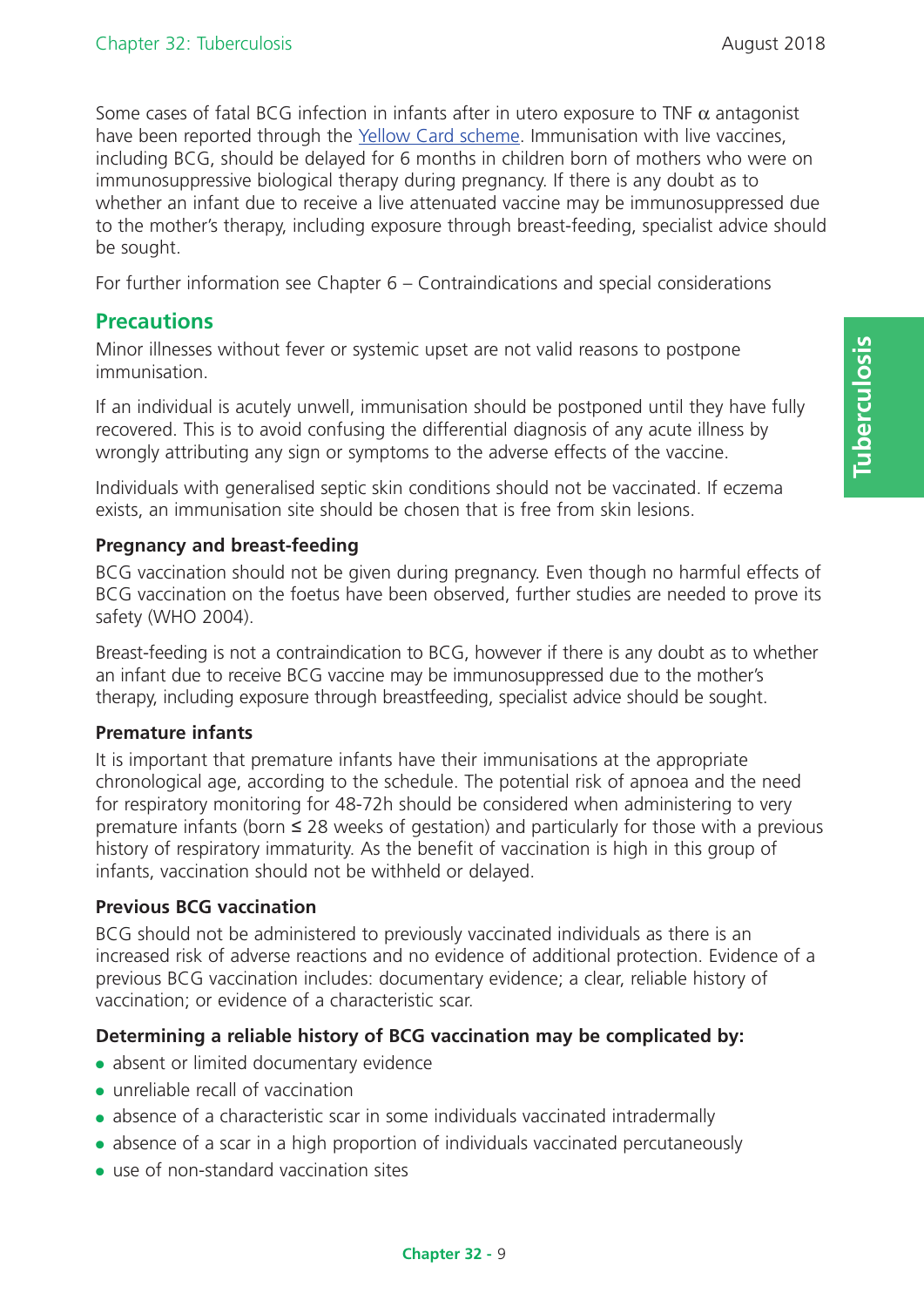Some cases of fatal BCG infection in infants after in utero exposure to TNF $\alpha$ antagonist have been reported through the [Yellow Card scheme](). Immunisation with live vaccines, including BCG, should be delayed for 6 months in children born of mothers who were on immunosuppressive biological therapy during pregnancy. If there is any doubt as to whether an infant due to receive a live attenuated vaccine may be immunosuppressed due to the mother's therapy, including exposure through breast-feeding, specialist advice should be sought.

For further information see Chapter 6 – Contraindications and special considerations

## Precautions

Minor illnesses without fever or systemic upset are not valid reasons to postpone immunisation.

If an individual is acutely unwell, immunisation should be postponed until they have fully recovered. This is to avoid confusing the differential diagnosis of any acute illness by wrongly attributing any sign or symptoms to the adverse effects of the vaccine.

Individuals with generalised septic skin conditions should not be vaccinated. If eczema exists, an immunisation site should be chosen that is free from skin lesions.

### Pregnancy and breast-feeding

BCG vaccination should not be given during pregnancy. Even though no harmful effects of BCG vaccination on the foetus have been observed, further studies are needed to prove its safety (WHO 2004).

Breast-feeding is not a contraindication to BCG, however if there is any doubt as to whether an infant due to receive BCG vaccine may be immunosuppressed due to the mother's therapy, including exposure through breastfeeding, specialist advice should be sought.

### Premature infants

It is important that premature infants have their immunisations at the appropriate chronological age, according to the schedule. The potential risk of apnoea and the need for respiratory monitoring for 48-72h should be considered when administering to very premature infants (born ≤ 28 weeks of gestation) and particularly for those with a previous history of respiratory immaturity. As the benefit of vaccination is high in this group of infants, vaccination should not be withheld or delayed.

### Previous BCG vaccination

BCG should not be administered to previously vaccinated individuals as there is an increased risk of adverse reactions and no evidence of additional protection. Evidence of a previous BCG vaccination includes: documentary evidence; a clear, reliable history of vaccination; or evidence of a characteristic scar.

**Determining a reliable history of BCG vaccination may be complicated by:**

- absent or limited documentary evidence
- unreliable recall of vaccination
- absence of a characteristic scar in some individuals vaccinated intradermally
- absence of a scar in a high proportion of individuals vaccinated percutaneously
- use of non-standard vaccination sites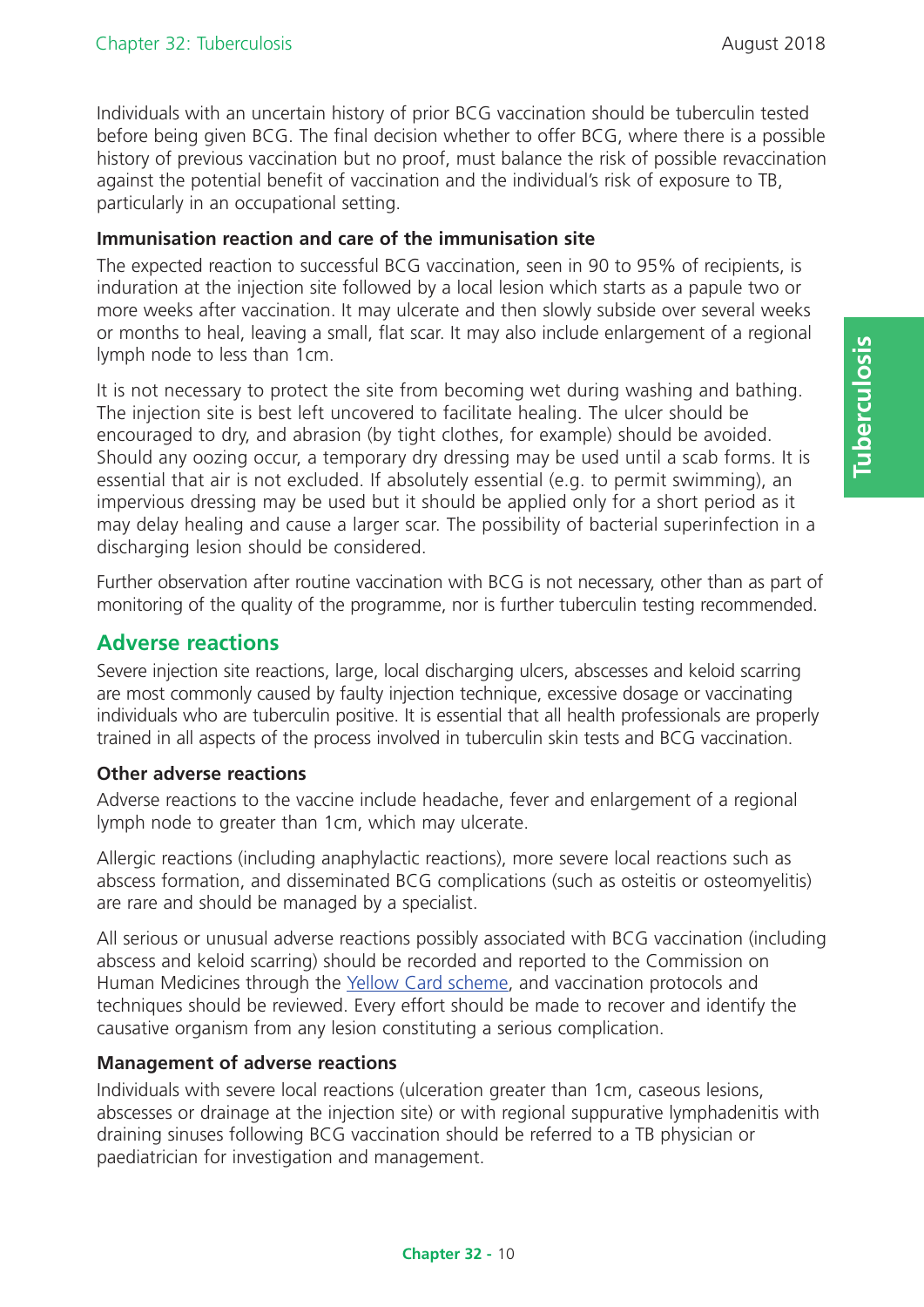Individuals with an uncertain history of prior BCG vaccination should be tuberculin tested before being given BCG. The final decision whether to offer BCG, where there is a possible history of previous vaccination but no proof, must balance the risk of possible revaccination against the potential benefit of vaccination and the individual's risk of exposure to TB, particularly in an occupational setting.

#### Immunisation reaction and care of the immunisation site

The expected reaction to successful BCG vaccination, seen in 90 to 95% of recipients, is induration at the injection site followed by a local lesion which starts as a papule two or more weeks after vaccination. It may ulcerate and then slowly subside over several weeks or months to heal, leaving a small, flat scar. It may also include enlargement of a regional lymph node to less than 1cm.

It is not necessary to protect the site from becoming wet during washing and bathing. The injection site is best left uncovered to facilitate healing. The ulcer should be encouraged to dry, and abrasion (by tight clothes, for example) should be avoided. Should any oozing occur, a temporary dry dressing may be used until a scab forms. It is essential that air is not excluded. If absolutely essential (e.g. to permit swimming), an impervious dressing may be used but it should be applied only for a short period as it may delay healing and cause a larger scar. The possibility of bacterial superinfection in a discharging lesion should be considered.

Further observation after routine vaccination with BCG is not necessary, other than as part of monitoring of the quality of the programme, nor is further tuberculin testing recommended.

## Adverse reactions

Severe injection site reactions, large, local discharging ulcers, abscesses and keloid scarring are most commonly caused by faulty injection technique, excessive dosage or vaccinating individuals who are tuberculin positive. It is essential that all health professionals are properly trained in all aspects of the process involved in tuberculin skin tests and BCG vaccination.

#### Other adverse reactions

Adverse reactions to the vaccine include headache, fever and enlargement of a regional lymph node to greater than 1cm, which may ulcerate.

Allergic reactions (including anaphylactic reactions), more severe local reactions such as abscess formation, and disseminated BCG complications (such as osteitis or osteomyelitis) are rare and should be managed by a specialist.

All serious or unusual adverse reactions possibly associated with BCG vaccination (including abscess and keloid scarring) should be recorded and reported to the Commission on Human Medicines through the Yellow Card scheme, and vaccination protocols and techniques should be reviewed. Every effort should be made to recover and identify the causative organism from any lesion constituting a serious complication.

#### Management of adverse reactions

Individuals with severe local reactions (ulceration greater than 1cm, caseous lesions, abscesses or drainage at the injection site) or with regional suppurative lymphadenitis with draining sinuses following BCG vaccination should be referred to a TB physician or paediatrician for investigation and management.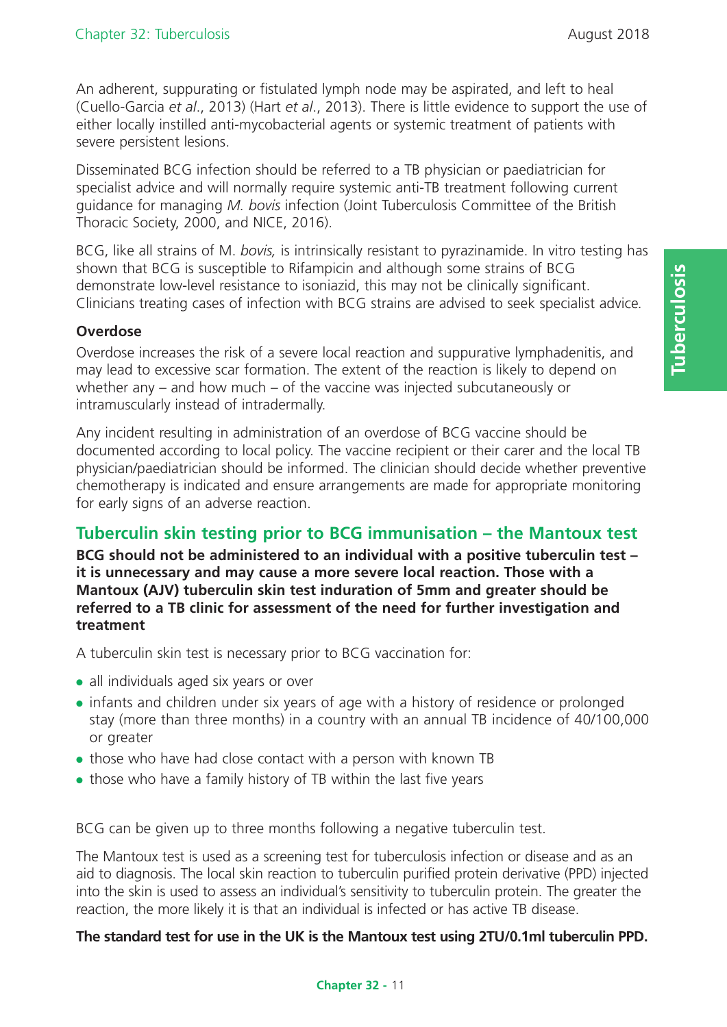An adherent, suppurating or fistulated lymph node may be aspirated, and left to heal (Cuello-Garcia *et al*., 2013) (Hart *et al*., 2013). There is little evidence to support the use of either locally instilled anti-mycobacterial agents or systemic treatment of patients with severe persistent lesions.

Disseminated BCG infection should be referred to a TB physician or paediatrician for specialist advice and will normally require systemic anti-TB treatment following current guidance for managing *M. bovis* infection (Joint Tuberculosis Committee of the British Thoracic Society, 2000, and NICE, 2016).

BCG, like all strains of M. *bovis,* is intrinsically resistant to pyrazinamide. In vitro testing has shown that BCG is susceptible to Rifampicin and although some strains of BCG demonstrate low-level resistance to isoniazid, this may not be clinically significant. Clinicians treating cases of infection with BCG strains are advised to seek specialist advice.

### Overdose

Overdose increases the risk of a severe local reaction and suppurative lymphadenitis, and may lead to excessive scar formation. The extent of the reaction is likely to depend on whether any – and how much – of the vaccine was injected subcutaneously or intramuscularly instead of intradermally.

Any incident resulting in administration of an overdose of BCG vaccine should be documented according to local policy. The vaccine recipient or their carer and the local TB physician/paediatrician should be informed. The clinician should decide whether preventive chemotherapy is indicated and ensure arrangements are made for appropriate monitoring for early signs of an adverse reaction.

## Tuberculin skin testing prior to BCG immunisation – the Mantoux test

**BCG should not be administered to an individual with a positive tuberculin test – it is unnecessary and may cause a more severe local reaction. Those with a Mantoux (AJV) tuberculin skin test induration of 5mm and greater should be referred to a TB clinic for assessment of the need for further investigation and treatment**

A tuberculin skin test is necessary prior to BCG vaccination for:

- all individuals aged six years or over
- infants and children under six years of age with a history of residence or prolonged stay (more than three months) in a country with an annual TB incidence of 40/100,000 or greater
- those who have had close contact with a person with known TB
- those who have a family history of TB within the last five years

BCG can be given up to three months following a negative tuberculin test.

The Mantoux test is used as a screening test for tuberculosis infection or disease and as an aid to diagnosis. The local skin reaction to tuberculin purified protein derivative (PPD) injected into the skin is used to assess an individual's sensitivity to tuberculin protein. The greater the reaction, the more likely it is that an individual is infected or has active TB disease.

**The standard test for use in the UK is the Mantoux test using 2TU/0.1ml tuberculin PPD.**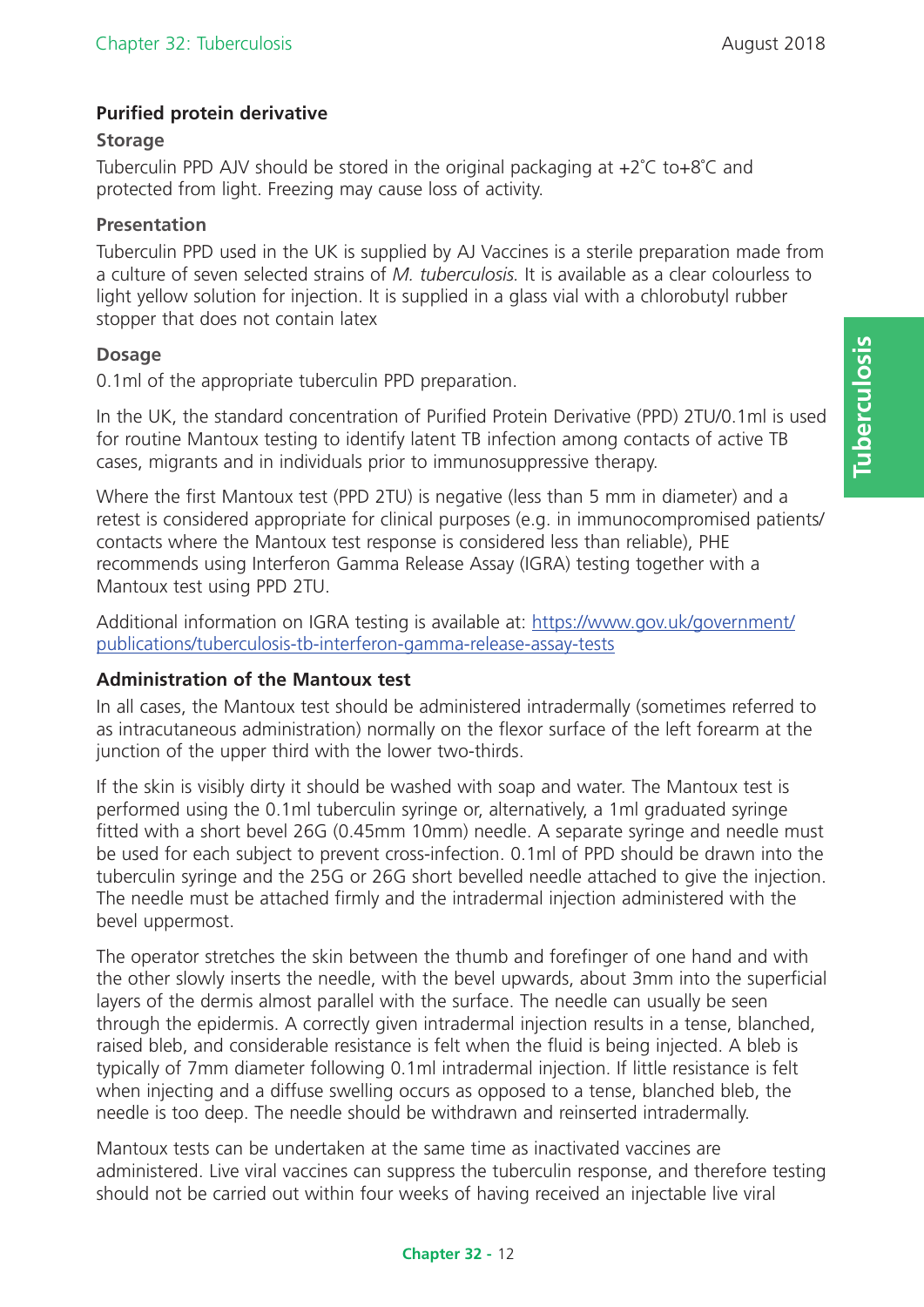## Purified protein derivative

### Storage

Tuberculin PPD AJV should be stored in the original packaging at +2˚C to+8˚C and protected from light. Freezing may cause loss of activity.

### Presentation

Tuberculin PPD used in the UK is supplied by AJ Vaccines is a sterile preparation made from a culture of seven selected strains of *M. tuberculosis.* It is available as a clear colourless to light yellow solution for injection. It is supplied in a glass vial with a chlorobutyl rubber stopper that does not contain latex

### Dosage

0.1ml of the appropriate tuberculin PPD preparation.

In the UK, the standard concentration of Purified Protein Derivative (PPD) 2TU/0.1ml is used for routine Mantoux testing to identify latent TB infection among contacts of active TB cases, migrants and in individuals prior to immunosuppressive therapy.

Where the first Mantoux test (PPD 2TU) is negative (less than 5 mm in diameter) and a retest is considered appropriate for clinical purposes (e.g. in immunocompromised patients/ contacts where the Mantoux test response is considered less than reliable), PHE recommends using Interferon Gamma Release Assay (IGRA) testing together with a Mantoux test using PPD 2TU.

Additional information on IGRA testing is available at: [https://www.gov.uk/government/publications/tuberculosis-tb-interferon-gamma-release-assay-tests](https://www.gov.uk/government/publications/tuberculosis-tb-interferon-gamma-release-assay-tests)

## Administration of the Mantoux test

In all cases, the Mantoux test should be administered intradermally (sometimes referred to as intracutaneous administration) normally on the flexor surface of the left forearm at the junction of the upper third with the lower two-thirds.

If the skin is visibly dirty it should be washed with soap and water. The Mantoux test is performed using the 0.1ml tuberculin syringe or, alternatively, a 1ml graduated syringe fitted with a short bevel 26G (0.45mm 10mm) needle. A separate syringe and needle must be used for each subject to prevent cross-infection. 0.1ml of PPD should be drawn into the tuberculin syringe and the 25G or 26G short bevelled needle attached to give the injection. The needle must be attached firmly and the intradermal injection administered with the bevel uppermost.

The operator stretches the skin between the thumb and forefinger of one hand and with the other slowly inserts the needle, with the bevel upwards, about 3mm into the superficial layers of the dermis almost parallel with the surface. The needle can usually be seen through the epidermis. A correctly given intradermal injection results in a tense, blanched, raised bleb, and considerable resistance is felt when the fluid is being injected. A bleb is typically of 7mm diameter following 0.1ml intradermal injection. If little resistance is felt when injecting and a diffuse swelling occurs as opposed to a tense, blanched bleb, the needle is too deep. The needle should be withdrawn and reinserted intradermally.

Mantoux tests can be undertaken at the same time as inactivated vaccines are administered. Live viral vaccines can suppress the tuberculin response, and therefore testing should not be carried out within four weeks of having received an injectable live viral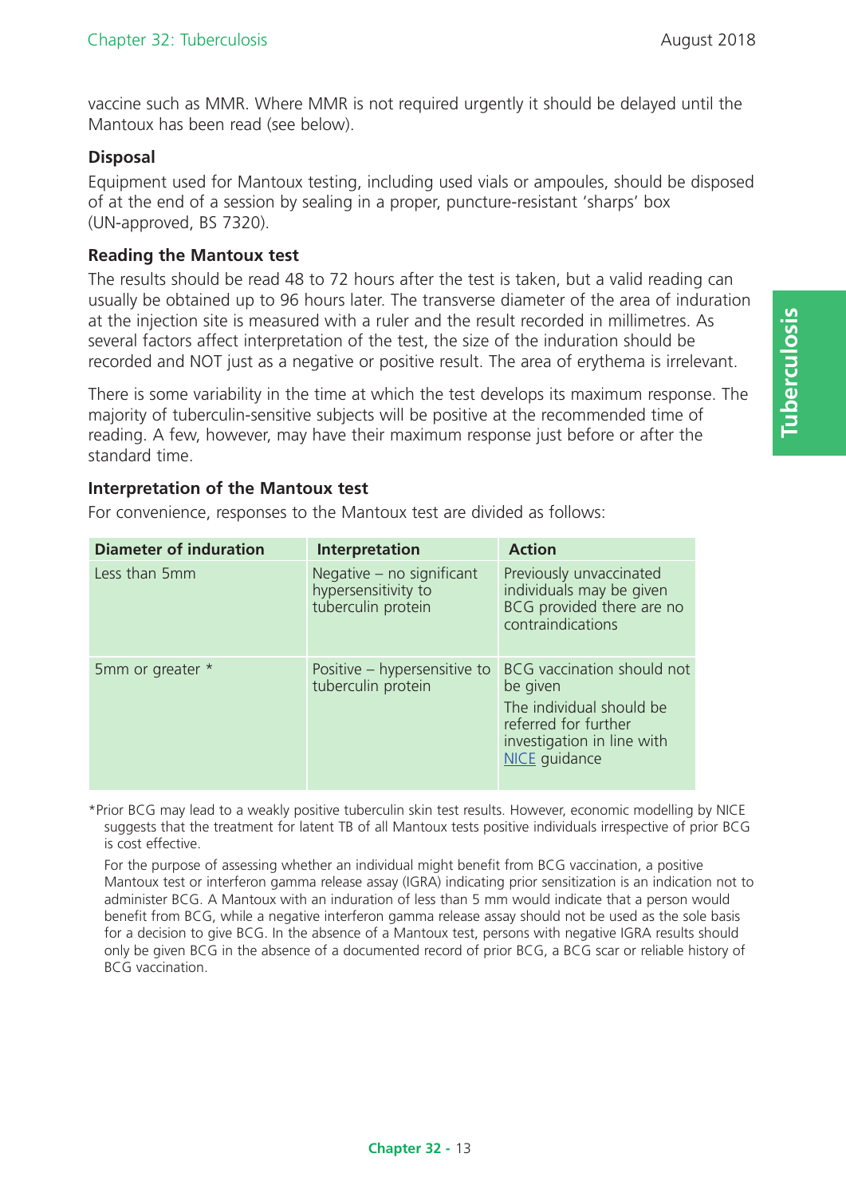vaccine such as MMR. Where MMR is not required urgently it should be delayed until the Mantoux has been read (see below).

### Disposal

Equipment used for Mantoux testing, including used vials or ampoules, should be disposed of at the end of a session by sealing in a proper, puncture-resistant 'sharps' box (UN-approved, BS 7320).

### Reading the Mantoux test

The results should be read 48 to 72 hours after the test is taken, but a valid reading can usually be obtained up to 96 hours later. The transverse diameter of the area of induration at the injection site is measured with a ruler and the result recorded in millimetres. As several factors affect interpretation of the test, the size of the induration should be recorded and NOT just as a negative or positive result. The area of erythema is irrelevant.

There is some variability in the time at which the test develops its maximum response. The majority of tuberculin-sensitive subjects will be positive at the recommended time of reading. A few, however, may have their maximum response just before or after the standard time.

### Interpretation of the Mantoux test

For convenience, responses to the Mantoux test are divided as follows:

| Diameter of induration | Interpretation | Action |
| --- | --- | --- |
| Less than 5mm | Negative – no significant hypersensitivity to tuberculin protein | Previously unvaccinated individuals may be given BCG provided there are no contraindications |
| 5mm or greater * | Positive – hypersensitive to tuberculin protein | BCG vaccination should not be given<br>The individual should be referred for further investigation in line with NICE guidance |

*Prior BCG may lead to a weakly positive tuberculin skin test results. However, economic modelling by NICE suggests that the treatment for latent TB of all Mantoux tests positive individuals irrespective of prior BCG is cost effective.

For the purpose of assessing whether an individual might benefit from BCG vaccination, a positive Mantoux test or interferon gamma release assay (IGRA) indicating prior sensitization is an indication not to administer BCG. A Mantoux with an induration of less than 5 mm would indicate that a person would benefit from BCG, while a negative interferon gamma release assay should not be used as the sole basis for a decision to give BCG. In the absence of a Mantoux test, persons with negative IGRA results should only be given BCG in the absence of a documented record of prior BCG, a BCG scar or reliable history of BCG vaccination.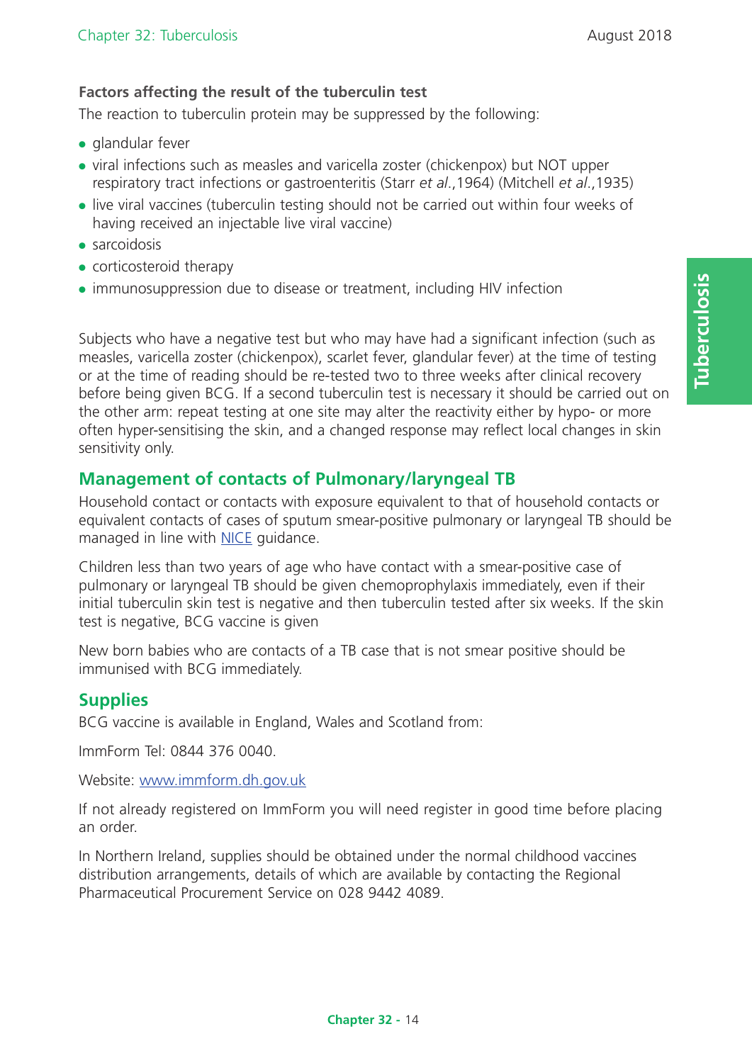**Factors affecting the result of the tuberculin test**

The reaction to tuberculin protein may be suppressed by the following:

- glandular fever
- viral infections such as measles and varicella zoster (chickenpox) but NOT upper respiratory tract infections or gastroenteritis (Starr *et al.*,1964) (Mitchell *et al.*,1935)
- live viral vaccines (tuberculin testing should not be carried out within four weeks of having received an injectable live viral vaccine)
- sarcoidosis
- corticosteroid therapy
- immunosuppression due to disease or treatment, including HIV infection

Subjects who have a negative test but who may have had a significant infection (such as measles, varicella zoster (chickenpox), scarlet fever, glandular fever) at the time of testing or at the time of reading should be re-tested two to three weeks after clinical recovery before being given BCG. If a second tuberculin test is necessary it should be carried out on the other arm: repeat testing at one site may alter the reactivity either by hypo- or more often hyper-sensitising the skin, and a changed response may reflect local changes in skin sensitivity only.

## Management of contacts of Pulmonary/laryngeal TB

Household contact or contacts with exposure equivalent to that of household contacts or equivalent contacts of cases of sputum smear-positive pulmonary or laryngeal TB should be managed in line with NICE guidance.

Children less than two years of age who have contact with a smear-positive case of pulmonary or laryngeal TB should be given chemoprophylaxis immediately, even if their initial tuberculin skin test is negative and then tuberculin tested after six weeks. If the skin test is negative, BCG vaccine is given

New born babies who are contacts of a TB case that is not smear positive should be immunised with BCG immediately.

## Supplies

BCG vaccine is available in England, Wales and Scotland from:

ImmForm Tel: 0844 376 0040.

Website: www.immform.dh.gov.uk

If not already registered on ImmForm you will need register in good time before placing an order.

In Northern Ireland, supplies should be obtained under the normal childhood vaccines distribution arrangements, details of which are available by contacting the Regional Pharmaceutical Procurement Service on 028 9442 4089.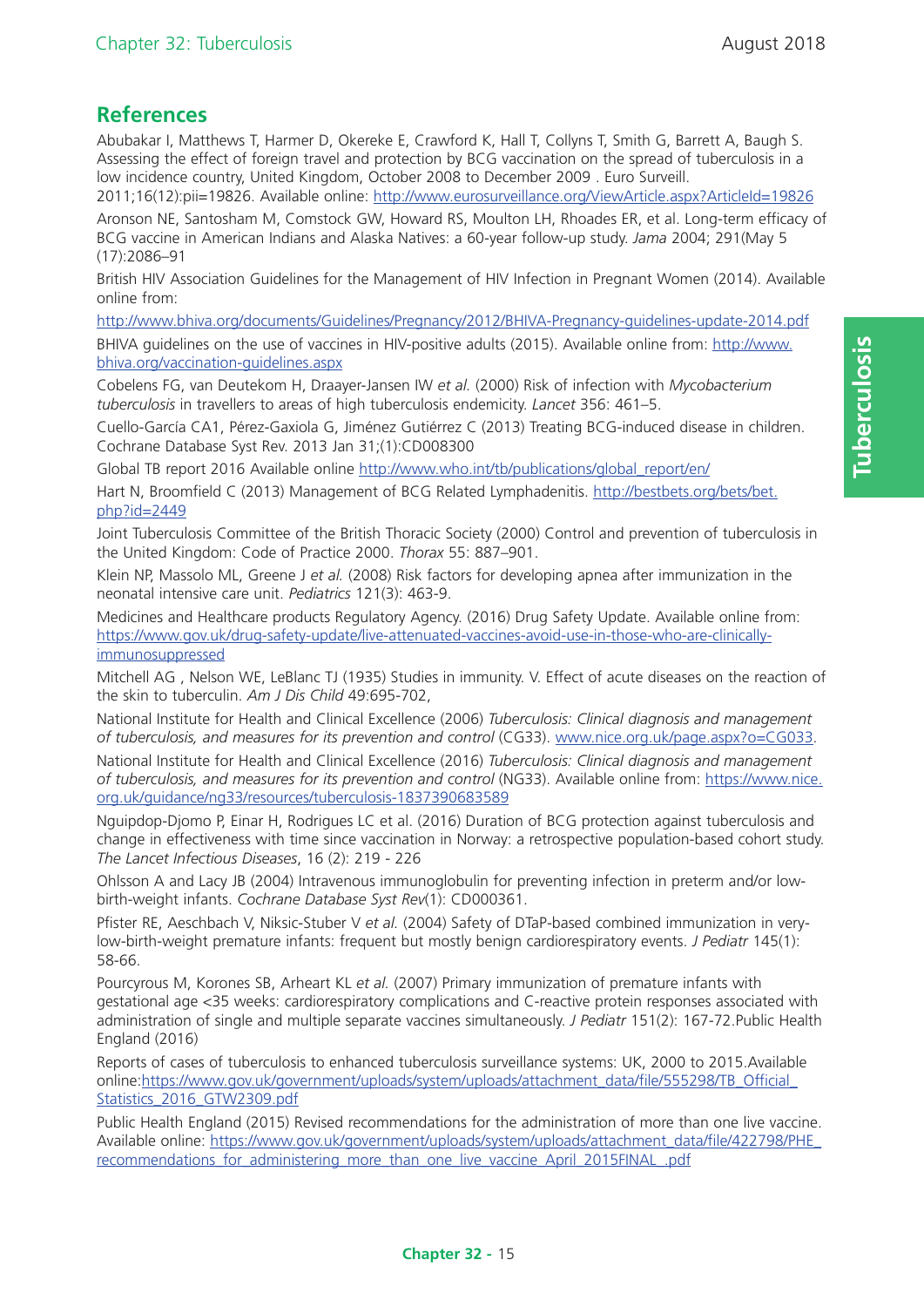## References

Abubakar I, Matthews T, Harmer D, Okereke E, Crawford K, Hall T, Collyns T, Smith G, Barrett A, Baugh S. Assessing the effect of foreign travel and protection by BCG vaccination on the spread of tuberculosis in a low incidence country, United Kingdom, October 2008 to December 2009 . Euro Surveill. 2011;16(12):pii=19826. Available online: http://www.eurosurveillance.org/ViewArticle.aspx?ArticleId=19826

Aronson NE, Santosham M, Comstock GW, Howard RS, Moulton LH, Rhoades ER, et al. Long-term efficacy of BCG vaccine in American Indians and Alaska Natives: a 60-year follow-up study. *Jama* 2004; 291(May 5 (17):2086–91

British HIV Association Guidelines for the Management of HIV Infection in Pregnant Women (2014). Available online from:

http://www.bhiva.org/documents/Guidelines/Pregnancy/2012/BHIVA-Pregnancy-guidelines-update-2014.pdf

BHIVA guidelines on the use of vaccines in HIV-positive adults (2015). Available online from: http://www.bhiva.org/vaccination-guidelines.aspx

Cobelens FG, van Deutekom H, Draayer-Jansen IW *et al.* (2000) Risk of infection with *Mycobacterium tuberculosis* in travellers to areas of high tuberculosis endemicity. *Lancet* 356: 461–5.

Cuello-García CA1, Pérez-Gaxiola G, Jiménez Gutiérrez C (2013) Treating BCG-induced disease in children. Cochrane Database Syst Rev. 2013 Jan 31;(1):CD008300

Global TB report 2016 Available online http://www.who.int/tb/publications/global_report/en/

Hart N, Broomfield C (2013) Management of BCG Related Lymphadenitis. http://bestbets.org/bets/bet.php?id=2449

Joint Tuberculosis Committee of the British Thoracic Society (2000) Control and prevention of tuberculosis in the United Kingdom: Code of Practice 2000. *Thorax* 55: 887–901.

Klein NP, Massolo ML, Greene J *et al.* (2008) Risk factors for developing apnea after immunization in the neonatal intensive care unit. *Pediatrics* 121(3): 463-9.

Medicines and Healthcare products Regulatory Agency. (2016) Drug Safety Update. Available online from: https://www.gov.uk/drug-safety-update/live-attenuated-vaccines-avoid-use-in-those-who-are-clinically-immunosuppressed

Mitchell AG , Nelson WE, LeBlanc TJ (1935) Studies in immunity. V. Effect of acute diseases on the reaction of the skin to tuberculin. *Am J Dis Child* 49:695-702,

National Institute for Health and Clinical Excellence (2006) *Tuberculosis: Clinical diagnosis and management of tuberculosis, and measures for its prevention and control* (CG33). www.nice.org.uk/page.aspx?o=CG033.

National Institute for Health and Clinical Excellence (2016) *Tuberculosis: Clinical diagnosis and management of tuberculosis, and measures for its prevention and control* (NG33). Available online from: https://www.nice.org.uk/guidance/ng33/resources/tuberculosis-1837390683589

Nguipdop-Djomo P, Einar H, Rodrigues LC et al. (2016) Duration of BCG protection against tuberculosis and change in effectiveness with time since vaccination in Norway: a retrospective population-based cohort study. *The Lancet Infectious Diseases*, 16 (2): 219 - 226

Ohlsson A and Lacy JB (2004) Intravenous immunoglobulin for preventing infection in preterm and/or low-birth-weight infants. *Cochrane Database Syst Rev*(1): CD000361.

Pfister RE, Aeschbach V, Niksic-Stuber V *et al.* (2004) Safety of DTaP-based combined immunization in very-low-birth-weight premature infants: frequent but mostly benign cardiorespiratory events. *J Pediatr* 145(1): 58-66.

Pourcyrous M, Korones SB, Arheart KL *et al.* (2007) Primary immunization of premature infants with gestational age <35 weeks: cardiorespiratory complications and C-reactive protein responses associated with administration of single and multiple separate vaccines simultaneously. *J Pediatr* 151(2): 167-72.Public Health England (2016)

Reports of cases of tuberculosis to enhanced tuberculosis surveillance systems: UK, 2000 to 2015.Available online:https://www.gov.uk/government/uploads/system/uploads/attachment_data/file/555298/TB_Official_Statistics_2016_GTW2309.pdf

Public Health England (2015) Revised recommendations for the administration of more than one live vaccine. Available online: https://www.gov.uk/government/uploads/system/uploads/attachment_data/file/422798/PHE_recommendations_for_administering_more_than_one_live_vaccine_April_2015FINAL_.pdf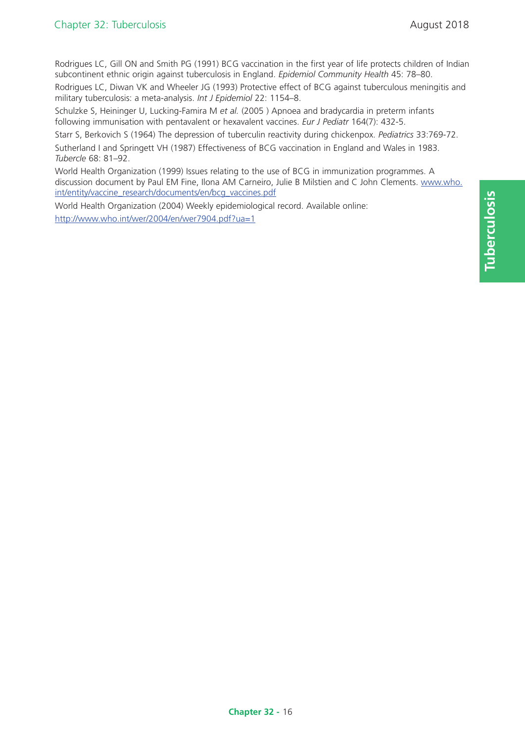Rodrigues LC, Gill ON and Smith PG (1991) BCG vaccination in the first year of life protects children of Indian subcontinent ethnic origin against tuberculosis in England. *Epidemiol Community Health* 45: 78–80.

Rodrigues LC, Diwan VK and Wheeler JG (1993) Protective effect of BCG against tuberculous meningitis and military tuberculosis: a meta-analysis. *Int J Epidemiol* 22: 1154–8.

Schulzke S, Heininger U, Lucking-Famira M *et al.* (2005 ) Apnoea and bradycardia in preterm infants following immunisation with pentavalent or hexavalent vaccines. *Eur J Pediatr* 164(7): 432-5.

Starr S, Berkovich S (1964) The depression of tuberculin reactivity during chickenpox. *Pediatrics* 33:769-72.

Sutherland I and Springett VH (1987) Effectiveness of BCG vaccination in England and Wales in 1983. *Tubercle* 68: 81–92.

World Health Organization (1999) Issues relating to the use of BCG in immunization programmes. A discussion document by Paul EM Fine, Ilona AM Carneiro, Julie B Milstien and C John Clements. [www.who.int/entity/vaccine_research/documents/en/bcg_vaccines.pdf](www.who.int/entity/vaccine_research/documents/en/bcg_vaccines.pdf)

World Health Organization (2004) Weekly epidemiological record. Available online:
[http://www.who.int/wer/2004/en/wer7904.pdf?ua=1](http://www.who.int/wer/2004/en/wer7904.pdf?ua=1)